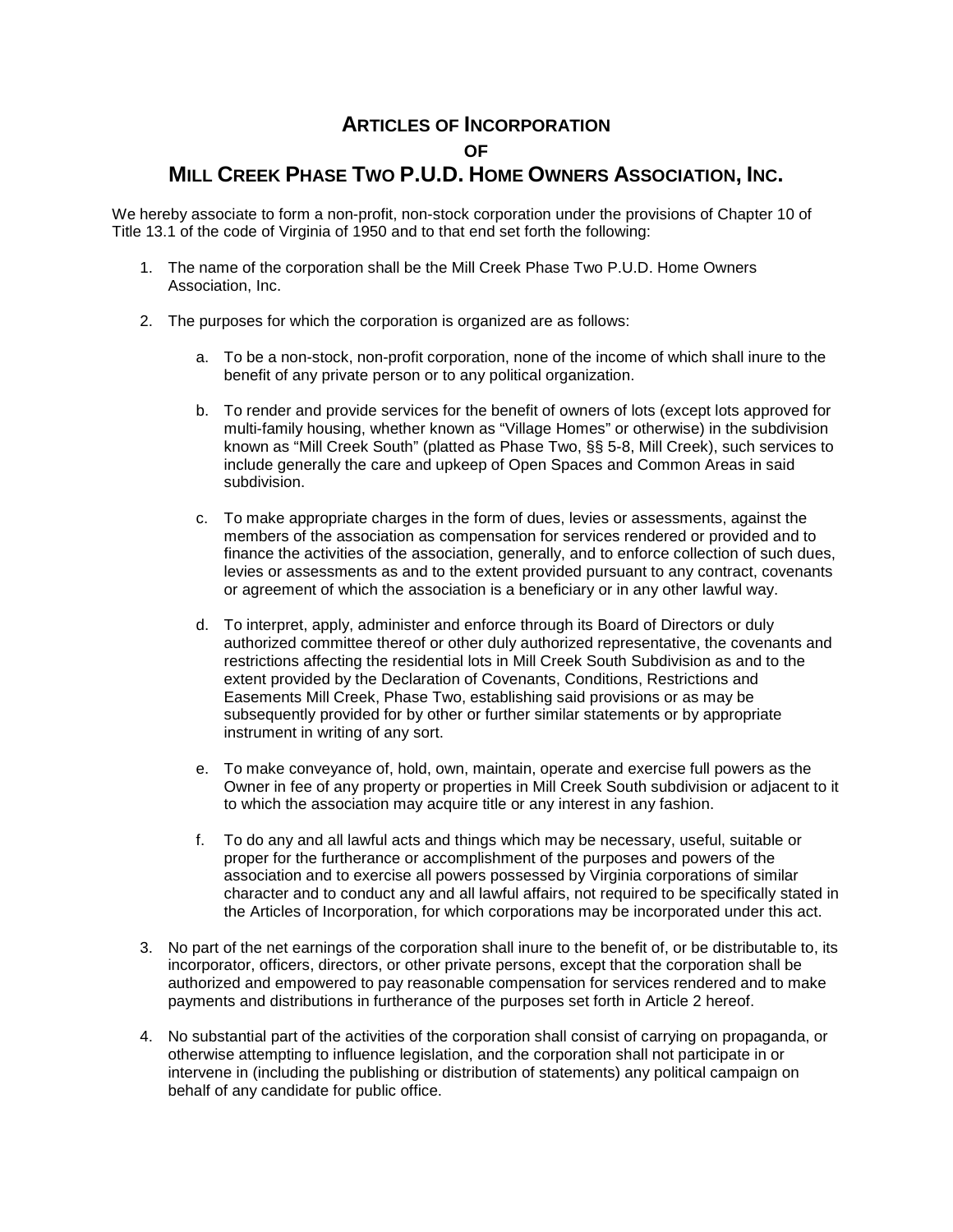# ARTICLES OF INCORPORATION
## OF
# MILL CREEK PHASE TWO P.U.D. HOME OWNERS ASSOCIATION, INC.

We hereby associate to form a non-profit, non-stock corporation under the provisions of Chapter 10 of Title 13.1 of the code of Virginia of 1950 and to that end set forth the following:

1. The name of the corporation shall be the Mill Creek Phase Two P.U.D. Home Owners Association, Inc.

2. The purposes for which the corporation is organized are as follows:

    a. To be a non-stock, non-profit corporation, none of the income of which shall inure to the benefit of any private person or to any political organization.

    b. To render and provide services for the benefit of owners of lots (except lots approved for multi-family housing, whether known as "Village Homes" or otherwise) in the subdivision known as "Mill Creek South" (platted as Phase Two, §§ 5-8, Mill Creek), such services to include generally the care and upkeep of Open Spaces and Common Areas in said subdivision.

    c. To make appropriate charges in the form of dues, levies or assessments, against the members of the association as compensation for services rendered or provided and to finance the activities of the association, generally, and to enforce collection of such dues, levies or assessments as and to the extent provided pursuant to any contract, covenants or agreement of which the association is a beneficiary or in any other lawful way.

    d. To interpret, apply, administer and enforce through its Board of Directors or duly authorized committee thereof or other duly authorized representative, the covenants and restrictions affecting the residential lots in Mill Creek South Subdivision as and to the extent provided by the Declaration of Covenants, Conditions, Restrictions and Easements Mill Creek, Phase Two, establishing said provisions or as may be subsequently provided for by other or further similar statements or by appropriate instrument in writing of any sort.

    e. To make conveyance of, hold, own, maintain, operate and exercise full powers as the Owner in fee of any property or properties in Mill Creek South subdivision or adjacent to it to which the association may acquire title or any interest in any fashion.

    f. To do any and all lawful acts and things which may be necessary, useful, suitable or proper for the furtherance or accomplishment of the purposes and powers of the association and to exercise all powers possessed by Virginia corporations of similar character and to conduct any and all lawful affairs, not required to be specifically stated in the Articles of Incorporation, for which corporations may be incorporated under this act.

3. No part of the net earnings of the corporation shall inure to the benefit of, or be distributable to, its incorporator, officers, directors, or other private persons, except that the corporation shall be authorized and empowered to pay reasonable compensation for services rendered and to make payments and distributions in furtherance of the purposes set forth in Article 2 hereof.

4. No substantial part of the activities of the corporation shall consist of carrying on propaganda, or otherwise attempting to influence legislation, and the corporation shall not participate in or intervene in (including the publishing or distribution of statements) any political campaign on behalf of any candidate for public office.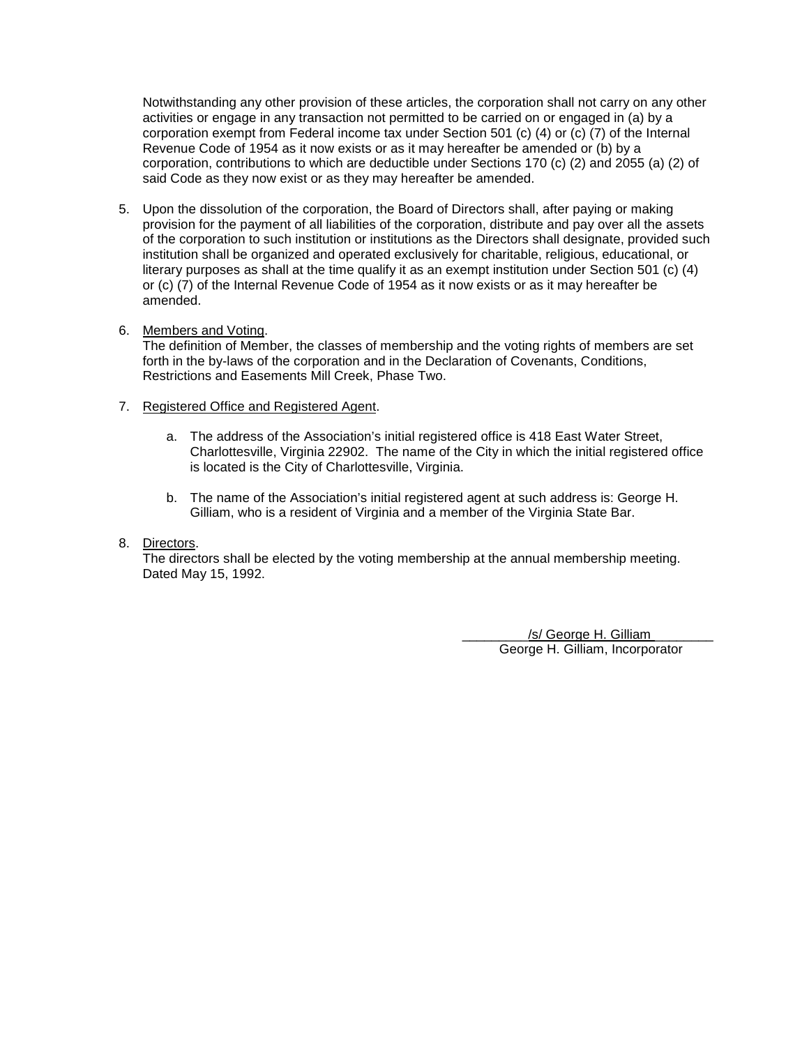Notwithstanding any other provision of these articles, the corporation shall not carry on any other activities or engage in any transaction not permitted to be carried on or engaged in (a) by a corporation exempt from Federal income tax under Section 501 (c) (4) or (c) (7) of the Internal Revenue Code of 1954 as it now exists or as it may hereafter be amended or (b) by a corporation, contributions to which are deductible under Sections 170 (c) (2) and 2055 (a) (2) of said Code as they now exist or as they may hereafter be amended.

5. Upon the dissolution of the corporation, the Board of Directors shall, after paying or making provision for the payment of all liabilities of the corporation, distribute and pay over all the assets of the corporation to such institution or institutions as the Directors shall designate, provided such institution shall be organized and operated exclusively for charitable, religious, educational, or literary purposes as shall at the time qualify it as an exempt institution under Section 501 (c) (4) or (c) (7) of the Internal Revenue Code of 1954 as it now exists or as it may hereafter be amended.

6. Members and Voting.
   The definition of Member, the classes of membership and the voting rights of members are set forth in the by-laws of the corporation and in the Declaration of Covenants, Conditions, Restrictions and Easements Mill Creek, Phase Two.

7. Registered Office and Registered Agent.

   a. The address of the Association's initial registered office is 418 East Water Street, Charlottesville, Virginia 22902. The name of the City in which the initial registered office is located is the City of Charlottesville, Virginia.

   b. The name of the Association's initial registered agent at such address is: George H. Gilliam, who is a resident of Virginia and a member of the Virginia State Bar.

8. Directors.
   The directors shall be elected by the voting membership at the annual membership meeting.
   Dated May 15, 1992.

/s/ George H. Gilliam
George H. Gilliam, Incorporator